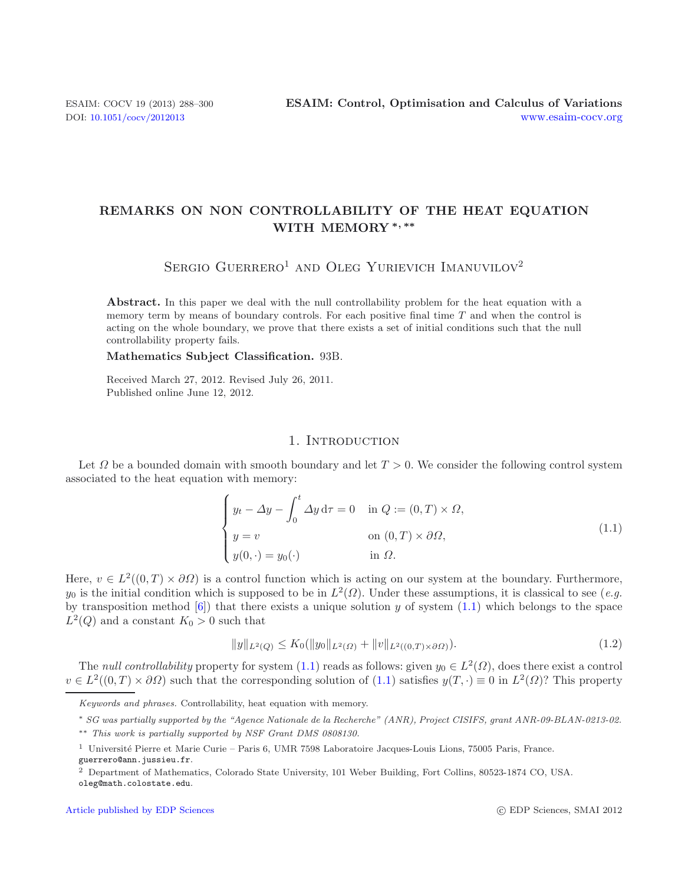# REMARKS ON NON CONTROLLABILITY OF THE HEAT EQUATION WITH MEMORY *, **

Sergio Guerrero[1] and Oleg Yurievich Imanuvilov[2]

**Abstract.** In this paper we deal with the null controllability problem for the heat equation with a memory term by means of boundary controls. For each positive final time $T$ and when the control is acting on the whole boundary, we prove that there exists a set of initial conditions such that the null controllability property fails.

**Mathematics Subject Classification.** 93B.

Received March 27, 2012. Revised July 26, 2011.
Published online June 12, 2012.

## 1. Introduction

Let $\Omega$ be a bounded domain with smooth boundary and let $T > 0$. We consider the following control system associated to the heat equation with memory:

$$
\begin{cases}
y_t - \Delta y - \displaystyle\int_0^t \Delta y \, \mathrm{d}\tau = 0 & \text{in } Q := (0,T) \times \Omega, \\
y = v & \text{on } (0,T) \times \partial\Omega, \\
y(0,\cdot) = y_0(\cdot) & \text{in } \Omega.
\end{cases}
\tag{1.1}
$$

Here, $v \in L^2((0,T) \times \partial\Omega)$ is a control function which is acting on our system at the boundary. Furthermore, $y_0$ is the initial condition which is supposed to be in $L^2(\Omega)$. Under these assumptions, it is classical to see (*e.g.* by transposition method [6]) that there exists a unique solution $y$ of system (1.1) which belongs to the space $L^2(Q)$ and a constant $K_0 > 0$ such that

$$
\|y\|_{L^2(Q)} \leq K_0(\|y_0\|_{L^2(\Omega)} + \|v\|_{L^2((0,T)\times\partial\Omega)}).
\tag{1.2}
$$

The *null controllability* property for system (1.1) reads as follows: given $y_0 \in L^2(\Omega)$, does there exist a control $v \in L^2((0,T) \times \partial\Omega)$ such that the corresponding solution of (1.1) satisfies $y(T,\cdot) \equiv 0$ in $L^2(\Omega)$? This property

---

*Keywords and phrases.* Controllability, heat equation with memory.

\* *SG was partially supported by the "Agence Nationale de la Recherche" (ANR), Project CISIFS, grant ANR-09-BLAN-0213-02.*

\*\* *This work is partially supported by NSF Grant DMS 0808130.*

[1] Université Pierre et Marie Curie – Paris 6, UMR 7598 Laboratoire Jacques-Louis Lions, 75005 Paris, France. guerrero@ann.jussieu.fr.

[2] Department of Mathematics, Colorado State University, 101 Weber Building, Fort Collins, 80523-1874 CO, USA. oleg@math.colostate.edu.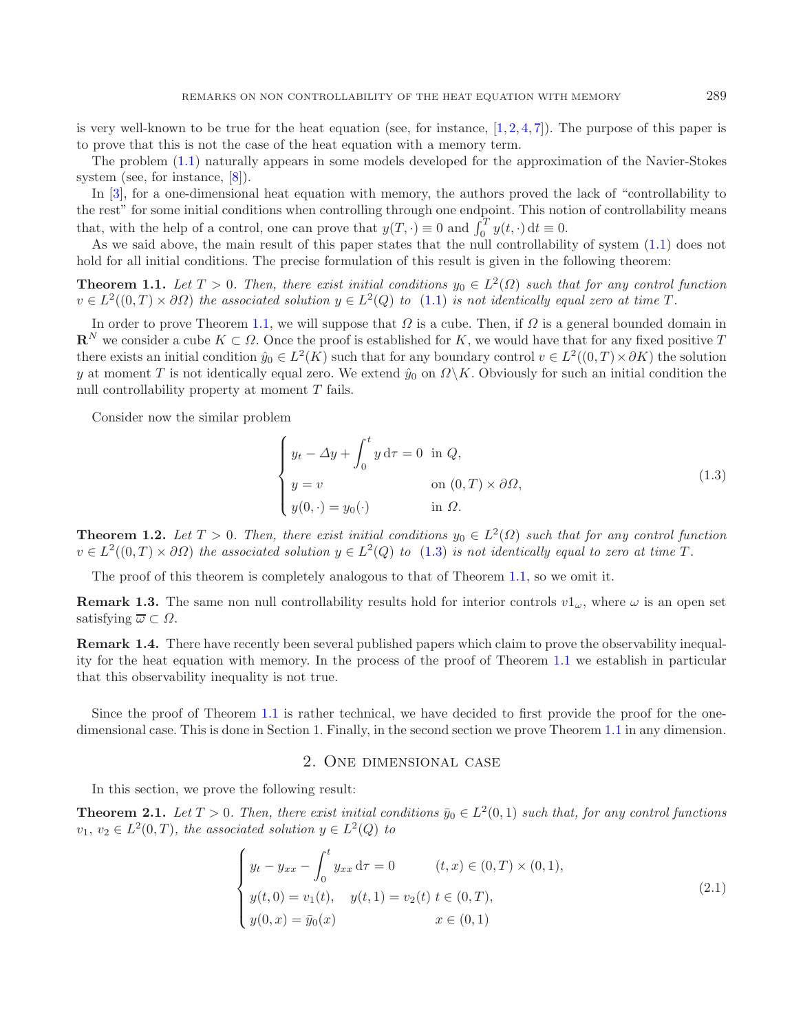is very well-known to be true for the heat equation (see, for instance, [1, 2, 4, 7]). The purpose of this paper is to prove that this is not the case of the heat equation with a memory term.

The problem (1.1) naturally appears in some models developed for the approximation of the Navier-Stokes system (see, for instance, [8]).

In [3], for a one-dimensional heat equation with memory, the authors proved the lack of "controllability to the rest" for some initial conditions when controlling through one endpoint. This notion of controllability means that, with the help of a control, one can prove that $y(T,\cdot) \equiv 0$ and $\int_0^T y(t,\cdot)\,\mathrm{d}t \equiv 0$.

As we said above, the main result of this paper states that the null controllability of system (1.1) does not hold for all initial conditions. The precise formulation of this result is given in the following theorem:

**Theorem 1.1.** *Let $T > 0$. Then, there exist initial conditions $y_0 \in L^2(\Omega)$ such that for any control function $v \in L^2((0,T) \times \partial\Omega)$ the associated solution $y \in L^2(Q)$ to (1.1) is not identically equal zero at time $T$.*

In order to prove Theorem 1.1, we will suppose that $\Omega$ is a cube. Then, if $\Omega$ is a general bounded domain in $\mathbf{R}^N$ we consider a cube $K \subset \Omega$. Once the proof is established for $K$, we would have that for any fixed positive $T$ there exists an initial condition $\hat{y}_0 \in L^2(K)$ such that for any boundary control $v \in L^2((0,T) \times \partial K)$ the solution $y$ at moment $T$ is not identically equal zero. We extend $\hat{y}_0$ on $\Omega \backslash K$. Obviously for such an initial condition the null controllability property at moment $T$ fails.

Consider now the similar problem

$$
\begin{cases}
y_t - \Delta y + \displaystyle\int_0^t y \,\mathrm{d}\tau = 0 & \text{in } Q,\\
y = v & \text{on } (0,T) \times \partial\Omega,\\
y(0,\cdot) = y_0(\cdot) & \text{in } \Omega.
\end{cases}
\tag{1.3}
$$

**Theorem 1.2.** *Let $T > 0$. Then, there exist initial conditions $y_0 \in L^2(\Omega)$ such that for any control function $v \in L^2((0,T) \times \partial\Omega)$ the associated solution $y \in L^2(Q)$ to (1.3) is not identically equal to zero at time $T$.*

The proof of this theorem is completely analogous to that of Theorem 1.1, so we omit it.

**Remark 1.3.** The same non null controllability results hold for interior controls $v1_\omega$, where $\omega$ is an open set satisfying $\overline{\omega} \subset \Omega$.

**Remark 1.4.** There have recently been several published papers which claim to prove the observability inequality for the heat equation with memory. In the process of the proof of Theorem 1.1 we establish in particular that this observability inequality is not true.

Since the proof of Theorem 1.1 is rather technical, we have decided to first provide the proof for the one-dimensional case. This is done in Section 1. Finally, in the second section we prove Theorem 1.1 in any dimension.

## 2. One dimensional case

In this section, we prove the following result:

**Theorem 2.1.** *Let $T > 0$. Then, there exist initial conditions $\bar{y}_0 \in L^2(0,1)$ such that, for any control functions $v_1$, $v_2 \in L^2(0,T)$, the associated solution $y \in L^2(Q)$ to*

$$
\begin{cases}
y_t - y_{xx} - \displaystyle\int_0^t y_{xx} \,\mathrm{d}\tau = 0 & (t,x) \in (0,T) \times (0,1),\\
y(t,0) = v_1(t), \quad y(t,1) = v_2(t) & t \in (0,T),\\
y(0,x) = \bar{y}_0(x) & x \in (0,1)
\end{cases}
\tag{2.1}
$$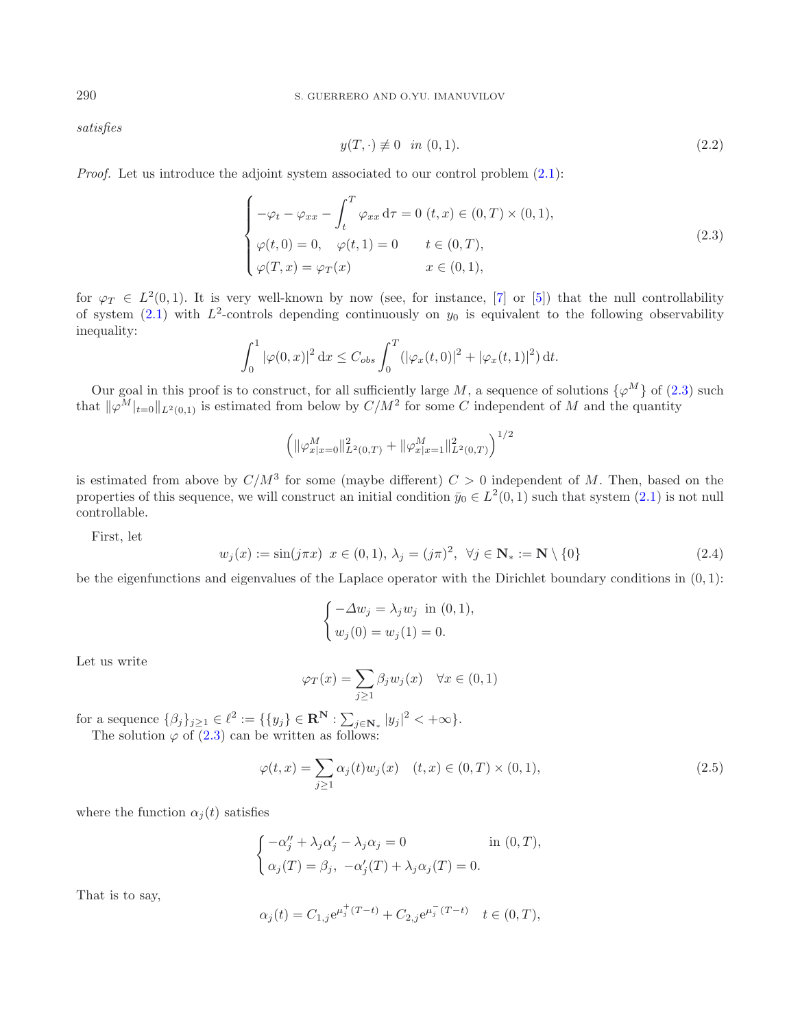*satisfies*

$$y(T,\cdot) \not\equiv 0 \quad in\ (0,1). \tag{2.2}$$

*Proof.* Let us introduce the adjoint system associated to our control problem (2.1):

$$\begin{cases} -\varphi_t - \varphi_{xx} - \displaystyle\int_t^T \varphi_{xx}\,\mathrm{d}\tau = 0 & (t,x) \in (0,T)\times(0,1),\\ \varphi(t,0) = 0, \quad \varphi(t,1) = 0 & t \in (0,T),\\ \varphi(T,x) = \varphi_T(x) & x \in (0,1), \end{cases} \tag{2.3}$$

for $\varphi_T \in L^2(0,1)$. It is very well-known by now (see, for instance, [7] or [5]) that the null controllability of system (2.1) with $L^2$-controls depending continuously on $y_0$ is equivalent to the following observability inequality:

$$\int_0^1 |\varphi(0,x)|^2\,\mathrm{d}x \le C_{obs} \int_0^T (|\varphi_x(t,0)|^2 + |\varphi_x(t,1)|^2)\,\mathrm{d}t.$$

Our goal in this proof is to construct, for all sufficiently large $M$, a sequence of solutions $\{\varphi^M\}$ of (2.3) such that $\|\varphi^M|_{t=0}\|_{L^2(0,1)}$ is estimated from below by $C/M^2$ for some $C$ independent of $M$ and the quantity

$$\left(\|\varphi^M_{x|x=0}\|^2_{L^2(0,T)} + \|\varphi^M_{x|x=1}\|^2_{L^2(0,T)}\right)^{1/2}$$

is estimated from above by $C/M^3$ for some (maybe different) $C > 0$ independent of $M$. Then, based on the properties of this sequence, we will construct an initial condition $\bar{y}_0 \in L^2(0,1)$ such that system (2.1) is not null controllable.

First, let

$$w_j(x) := \sin(j\pi x) \ \ x \in (0,1),\ \lambda_j = (j\pi)^2, \ \ \forall j \in \mathbf{N}_* := \mathbf{N}\setminus\{0\} \tag{2.4}$$

be the eigenfunctions and eigenvalues of the Laplace operator with the Dirichlet boundary conditions in $(0,1)$:

$$\begin{cases} -\Delta w_j = \lambda_j w_j \ \text{ in } (0,1),\\ w_j(0) = w_j(1) = 0. \end{cases}$$

Let us write

$$\varphi_T(x) = \sum_{j\ge1} \beta_j w_j(x) \quad \forall x \in (0,1)$$

for a sequence $\{\beta_j\}_{j\ge1} \in \ell^2 := \{\{y_j\} \in \mathbf{R}^{\mathbf{N}} : \sum_{j\in\mathbf{N}_*} |y_j|^2 < +\infty\}$.

The solution $\varphi$ of (2.3) can be written as follows:

$$\varphi(t,x) = \sum_{j\ge1} \alpha_j(t) w_j(x) \quad (t,x) \in (0,T)\times(0,1), \tag{2.5}$$

where the function $\alpha_j(t)$ satisfies

$$\begin{cases} -\alpha_j'' + \lambda_j \alpha_j' - \lambda_j \alpha_j = 0 & \text{in } (0,T),\\ \alpha_j(T) = \beta_j, \ -\alpha_j'(T) + \lambda_j \alpha_j(T) = 0. \end{cases}$$

That is to say,

$$\alpha_j(t) = C_{1,j}\mathrm{e}^{\mu_j^+(T-t)} + C_{2,j}\mathrm{e}^{\mu_j^-(T-t)} \quad t \in (0,T),$$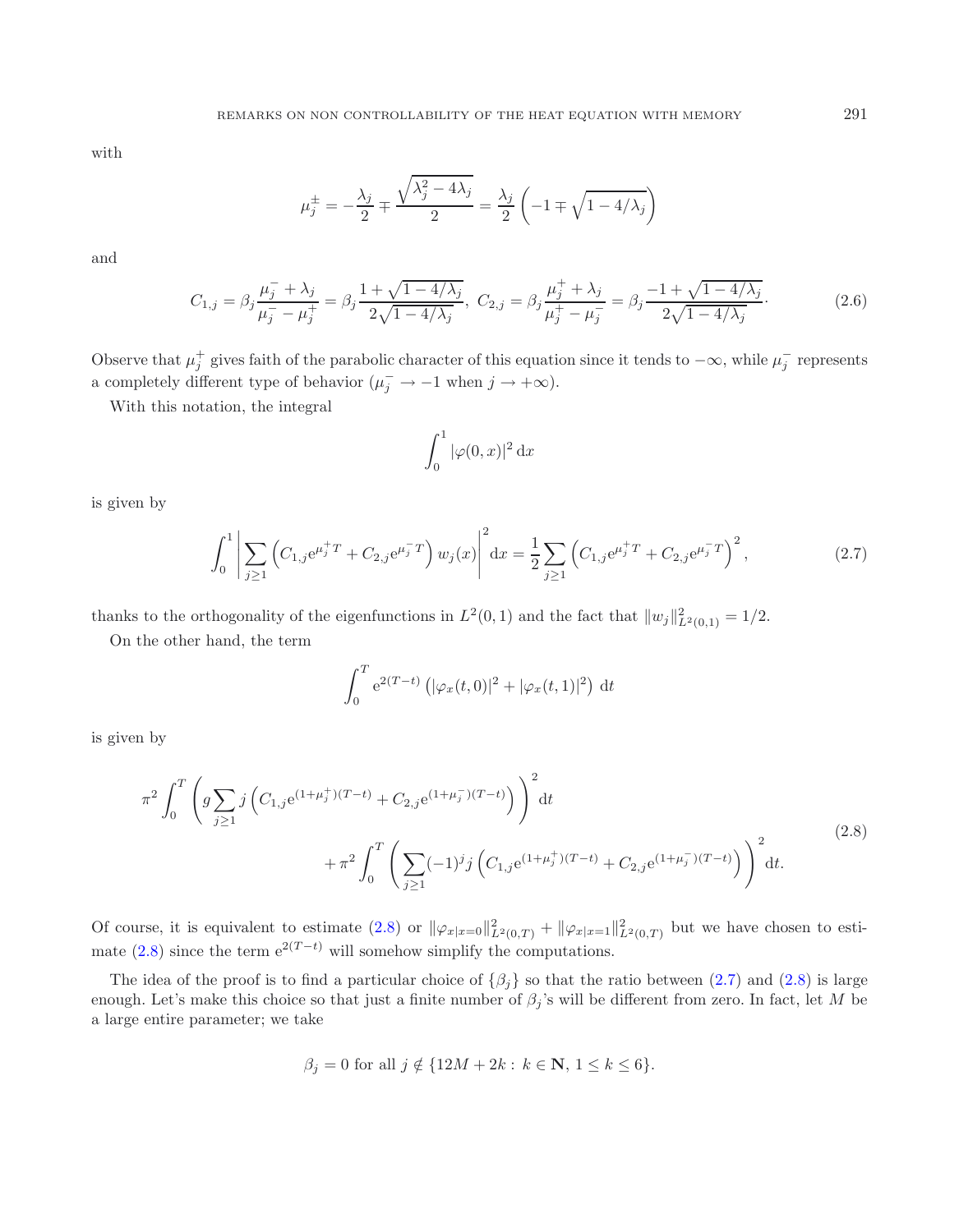with

$$\mu_j^{\pm} = -\frac{\lambda_j}{2} \mp \frac{\sqrt{\lambda_j^2 - 4\lambda_j}}{2} = \frac{\lambda_j}{2}\left(-1 \mp \sqrt{1 - 4/\lambda_j}\right)$$

and

$$C_{1,j} = \beta_j \frac{\mu_j^- + \lambda_j}{\mu_j^- - \mu_j^+} = \beta_j \frac{1 + \sqrt{1 - 4/\lambda_j}}{2\sqrt{1 - 4/\lambda_j}},\ C_{2,j} = \beta_j \frac{\mu_j^+ + \lambda_j}{\mu_j^+ - \mu_j^-} = \beta_j \frac{-1 + \sqrt{1 - 4/\lambda_j}}{2\sqrt{1 - 4/\lambda_j}}\cdot \tag{2.6}$$

Observe that $\mu_j^+$ gives faith of the parabolic character of this equation since it tends to $-\infty$, while $\mu_j^-$ represents a completely different type of behavior ($\mu_j^- \to -1$ when $j \to +\infty$).

With this notation, the integral

$$\int_0^1 |\varphi(0,x)|^2 \, \mathrm{d}x$$

is given by

$$\int_0^1 \left| \sum_{j \geq 1} \left( C_{1,j} \mathrm{e}^{\mu_j^+ T} + C_{2,j} \mathrm{e}^{\mu_j^- T} \right) w_j(x) \right|^2 \mathrm{d}x = \frac{1}{2} \sum_{j \geq 1} \left( C_{1,j} \mathrm{e}^{\mu_j^+ T} + C_{2,j} \mathrm{e}^{\mu_j^- T} \right)^2, \tag{2.7}$$

thanks to the orthogonality of the eigenfunctions in $L^2(0,1)$ and the fact that $\|w_j\|^2_{L^2(0,1)} = 1/2$.

On the other hand, the term

$$\int_0^T \mathrm{e}^{2(T-t)} \left( |\varphi_x(t,0)|^2 + |\varphi_x(t,1)|^2 \right) \, \mathrm{d}t$$

is given by

$$\begin{aligned} \pi^2 \int_0^T \left( g \sum_{j \geq 1} j \left( C_{1,j} \mathrm{e}^{(1+\mu_j^+)(T-t)} + C_{2,j} \mathrm{e}^{(1+\mu_j^-)(T-t)} \right) \right)^2 \mathrm{d}t \\ + \pi^2 \int_0^T \left( \sum_{j \geq 1} (-1)^j j \left( C_{1,j} \mathrm{e}^{(1+\mu_j^+)(T-t)} + C_{2,j} \mathrm{e}^{(1+\mu_j^-)(T-t)} \right) \right)^2 \mathrm{d}t. \end{aligned} \tag{2.8}$$

Of course, it is equivalent to estimate (2.8) or $\|\varphi_{x|x=0}\|^2_{L^2(0,T)} + \|\varphi_{x|x=1}\|^2_{L^2(0,T)}$ but we have chosen to estimate (2.8) since the term $\mathrm{e}^{2(T-t)}$ will somehow simplify the computations.

The idea of the proof is to find a particular choice of $\{\beta_j\}$ so that the ratio between (2.7) and (2.8) is large enough. Let's make this choice so that just a finite number of $\beta_j$'s will be different from zero. In fact, let $M$ be a large entire parameter; we take

$$\beta_j = 0 \text{ for all } j \notin \{12M + 2k : \, k \in \mathbf{N}, \, 1 \leq k \leq 6\}.$$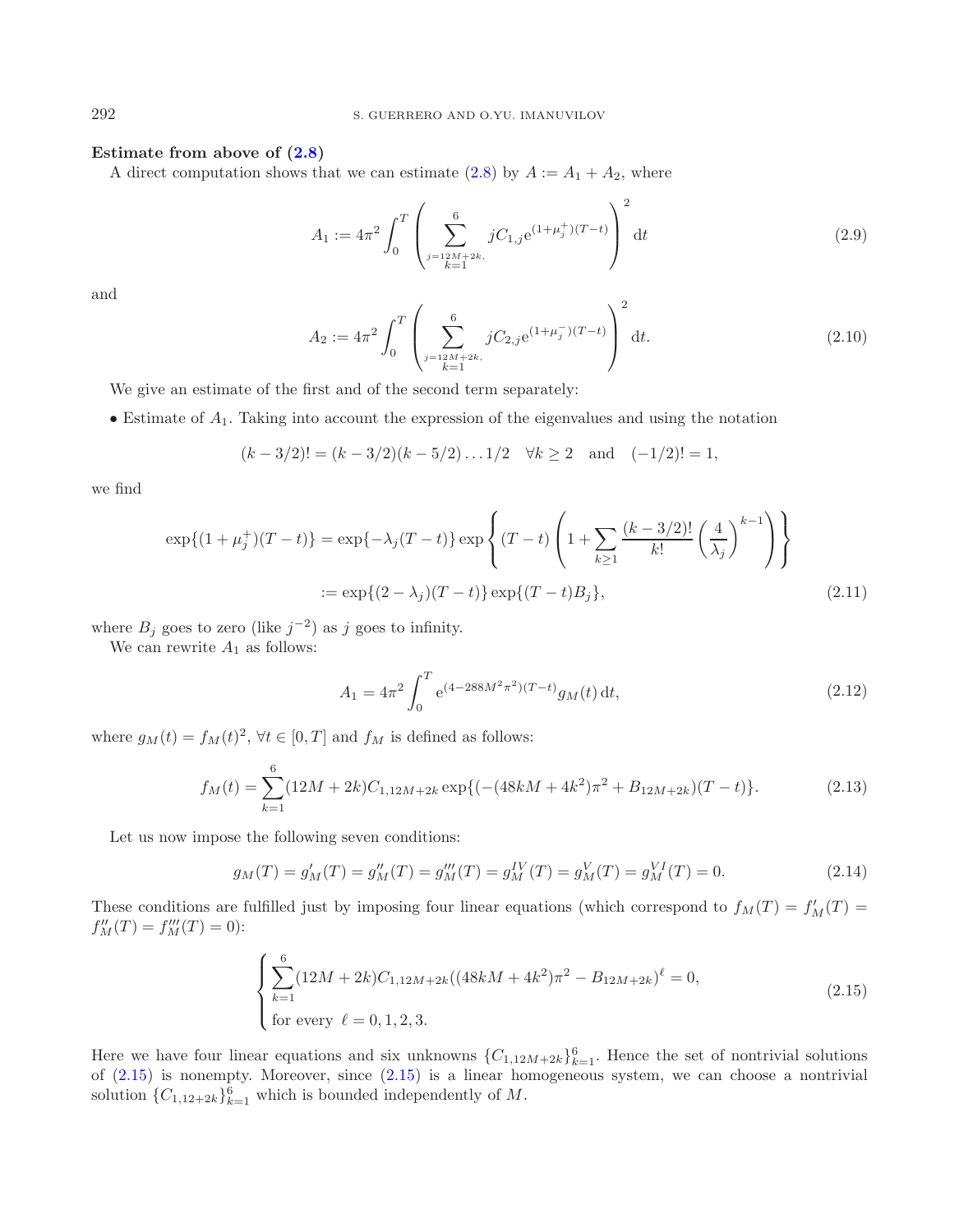**Estimate from above of (2.8)**

A direct computation shows that we can estimate (2.8) by $A := A_1 + A_2$, where

$$A_1 := 4\pi^2 \int_0^T \left( \sum_{\substack{j=12M+2k,\\ k=1}}^{6} jC_{1,j} \mathrm{e}^{(1+\mu_j^+)(T-t)} \right)^2 \mathrm{d}t \tag{2.9}$$

and

$$A_2 := 4\pi^2 \int_0^T \left( \sum_{\substack{j=12M+2k,\\ k=1}}^{6} jC_{2,j} \mathrm{e}^{(1+\mu_j^-)(T-t)} \right)^2 \mathrm{d}t. \tag{2.10}$$

We give an estimate of the first and of the second term separately:

• Estimate of $A_1$. Taking into account the expression of the eigenvalues and using the notation

$$(k-3/2)! = (k-3/2)(k-5/2)\ldots 1/2 \quad \forall k \geq 2 \quad \text{and} \quad (-1/2)! = 1,$$

we find

$$\begin{aligned}
\exp\{(1+\mu_j^+)(T-t)\} &= \exp\{-\lambda_j(T-t)\} \exp\left\{ (T-t) \left( 1 + \sum_{k\geq 1} \frac{(k-3/2)!}{k!} \left( \frac{4}{\lambda_j} \right)^{k-1} \right) \right\} \\
&:= \exp\{(2-\lambda_j)(T-t)\} \exp\{(T-t)B_j\},
\end{aligned} \tag{2.11}$$

where $B_j$ goes to zero (like $j^{-2}$) as $j$ goes to infinity.

We can rewrite $A_1$ as follows:

$$A_1 = 4\pi^2 \int_0^T \mathrm{e}^{(4-288M^2\pi^2)(T-t)} g_M(t)\, \mathrm{d}t, \tag{2.12}$$

where $g_M(t) = f_M(t)^2$, $\forall t \in [0,T]$ and $f_M$ is defined as follows:

$$f_M(t) = \sum_{k=1}^{6} (12M+2k) C_{1,12M+2k} \exp\{(-(48kM+4k^2)\pi^2 + B_{12M+2k})(T-t)\}. \tag{2.13}$$

Let us now impose the following seven conditions:

$$g_M(T) = g_M'(T) = g_M''(T) = g_M'''(T) = g_M^{IV}(T) = g_M^{V}(T) = g_M^{VI}(T) = 0. \tag{2.14}$$

These conditions are fulfilled just by imposing four linear equations (which correspond to $f_M(T) = f_M'(T) = f_M''(T) = f_M'''(T) = 0$):

$$\begin{cases} \displaystyle\sum_{k=1}^{6} (12M+2k) C_{1,12M+2k} ((48kM+4k^2)\pi^2 - B_{12M+2k})^\ell = 0, \\ \text{for every } \ \ell = 0,1,2,3. \end{cases} \tag{2.15}$$

Here we have four linear equations and six unknowns $\{C_{1,12M+2k}\}_{k=1}^6$. Hence the set of nontrivial solutions of (2.15) is nonempty. Moreover, since (2.15) is a linear homogeneous system, we can choose a nontrivial solution $\{C_{1,12+2k}\}_{k=1}^6$ which is bounded independently of $M$.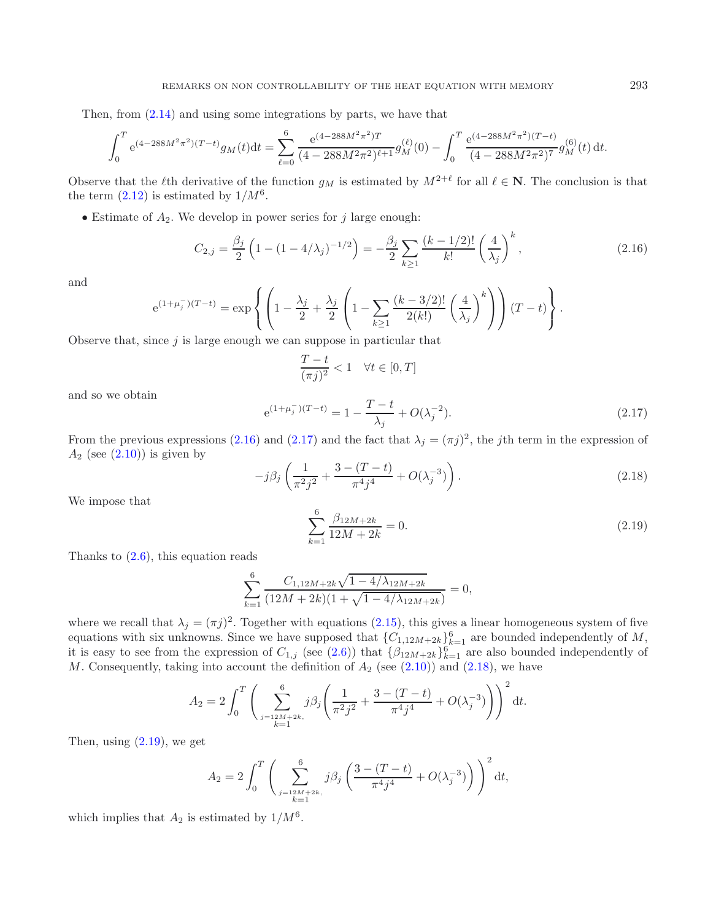Then, from (2.14) and using some integrations by parts, we have that

$$\int_0^T \mathrm{e}^{(4-288M^2\pi^2)(T-t)} g_M(t)\mathrm{d}t = \sum_{\ell=0}^{6} \frac{\mathrm{e}^{(4-288M^2\pi^2)T}}{(4-288M^2\pi^2)^{\ell+1}} g_M^{(\ell)}(0) - \int_0^T \frac{\mathrm{e}^{(4-288M^2\pi^2)(T-t)}}{(4-288M^2\pi^2)^7} g_M^{(6)}(t)\,\mathrm{d}t.$$

Observe that the $\ell$th derivative of the function $g_M$ is estimated by $M^{2+\ell}$ for all $\ell \in \mathbf{N}$. The conclusion is that the term (2.12) is estimated by $1/M^6$.

- Estimate of $A_2$. We develop in power series for $j$ large enough:

$$C_{2,j} = \frac{\beta_j}{2}\left(1-(1-4/\lambda_j)^{-1/2}\right) = -\frac{\beta_j}{2}\sum_{k\geq 1}\frac{(k-1/2)!}{k!}\left(\frac{4}{\lambda_j}\right)^k, \tag{2.16}$$

and

$$\mathrm{e}^{(1+\mu_j^-)(T-t)} = \exp\left\{\left(1-\frac{\lambda_j}{2}+\frac{\lambda_j}{2}\left(1-\sum_{k\geq 1}\frac{(k-3/2)!}{2(k!)}\left(\frac{4}{\lambda_j}\right)^k\right)\right)(T-t)\right\}.$$

Observe that, since $j$ is large enough we can suppose in particular that

$$\frac{T-t}{(\pi j)^2} < 1 \quad \forall t \in [0,T]$$

and so we obtain

$$\mathrm{e}^{(1+\mu_j^-)(T-t)} = 1 - \frac{T-t}{\lambda_j} + O(\lambda_j^{-2}). \tag{2.17}$$

From the previous expressions (2.16) and (2.17) and the fact that $\lambda_j = (\pi j)^2$, the $j$th term in the expression of $A_2$ (see (2.10)) is given by

$$-j\beta_j\left(\frac{1}{\pi^2 j^2} + \frac{3-(T-t)}{\pi^4 j^4} + O(\lambda_j^{-3})\right). \tag{2.18}$$

We impose that

$$\sum_{k=1}^{6}\frac{\beta_{12M+2k}}{12M+2k} = 0. \tag{2.19}$$

Thanks to (2.6), this equation reads

$$\sum_{k=1}^{6}\frac{C_{1,12M+2k}\sqrt{1-4/\lambda_{12M+2k}}}{(12M+2k)(1+\sqrt{1-4/\lambda_{12M+2k}})} = 0,$$

where we recall that $\lambda_j = (\pi j)^2$. Together with equations (2.15), this gives a linear homogeneous system of five equations with six unknowns. Since we have supposed that $\{C_{1,12M+2k}\}_{k=1}^6$ are bounded independently of $M$, it is easy to see from the expression of $C_{1,j}$ (see (2.6)) that $\{\beta_{12M+2k}\}_{k=1}^6$ are also bounded independently of $M$. Consequently, taking into account the definition of $A_2$ (see (2.10)) and (2.18), we have

$$A_2 = 2\int_0^T\left(\sum_{\substack{j=12M+2k,\\ k=1}}^{6} j\beta_j\left(\frac{1}{\pi^2 j^2}+\frac{3-(T-t)}{\pi^4 j^4}+O(\lambda_j^{-3})\right)\right)^2\mathrm{d}t.$$

Then, using (2.19), we get

$$A_2 = 2\int_0^T\left(\sum_{\substack{j=12M+2k,\\ k=1}}^{6} j\beta_j\left(\frac{3-(T-t)}{\pi^4 j^4}+O(\lambda_j^{-3})\right)\right)^2\mathrm{d}t,$$

which implies that $A_2$ is estimated by $1/M^6$.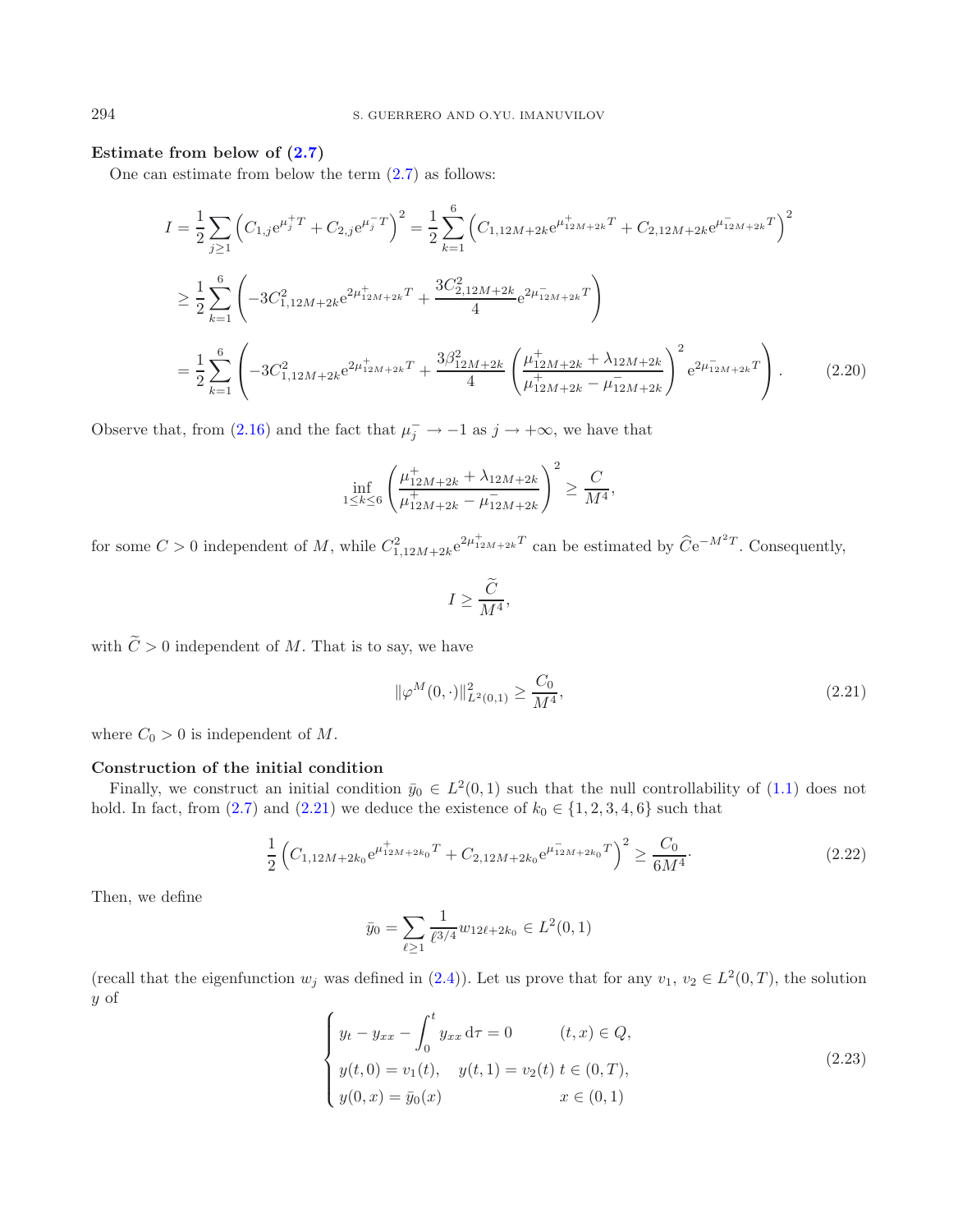**Estimate from below of (2.7)**

One can estimate from below the term (2.7) as follows:

$$
\begin{aligned}
I &= \frac{1}{2}\sum_{j\geq 1}\left(C_{1,j}\mathrm{e}^{\mu_j^+ T} + C_{2,j}\mathrm{e}^{\mu_j^- T}\right)^2 = \frac{1}{2}\sum_{k=1}^{6}\left(C_{1,12M+2k}\mathrm{e}^{\mu^+_{12M+2k}T} + C_{2,12M+2k}\mathrm{e}^{\mu^-_{12M+2k}T}\right)^2 \\
&\geq \frac{1}{2}\sum_{k=1}^{6}\left(-3C^2_{1,12M+2k}\mathrm{e}^{2\mu^+_{12M+2k}T} + \frac{3C^2_{2,12M+2k}}{4}\mathrm{e}^{2\mu^-_{12M+2k}T}\right) \\
&= \frac{1}{2}\sum_{k=1}^{6}\left(-3C^2_{1,12M+2k}\mathrm{e}^{2\mu^+_{12M+2k}T} + \frac{3\beta^2_{12M+2k}}{4}\left(\frac{\mu^+_{12M+2k}+\lambda_{12M+2k}}{\mu^+_{12M+2k}-\mu^-_{12M+2k}}\right)^2\mathrm{e}^{2\mu^-_{12M+2k}T}\right).
\end{aligned}
\tag{2.20}
$$

Observe that, from (2.16) and the fact that $\mu_j^- \to -1$ as $j\to+\infty$, we have that

$$
\inf_{1\leq k\leq 6}\left(\frac{\mu^+_{12M+2k}+\lambda_{12M+2k}}{\mu^+_{12M+2k}-\mu^-_{12M+2k}}\right)^2 \geq \frac{C}{M^4},
$$

for some $C>0$ independent of $M$, while $C^2_{1,12M+2k}\mathrm{e}^{2\mu^+_{12M+2k}T}$ can be estimated by $\widehat{C}\mathrm{e}^{-M^2T}$. Consequently,

$$
I \geq \frac{\widetilde{C}}{M^4},
$$

with $\widetilde{C}>0$ independent of $M$. That is to say, we have

$$
\|\varphi^M(0,\cdot)\|^2_{L^2(0,1)} \geq \frac{C_0}{M^4}, \tag{2.21}
$$

where $C_0>0$ is independent of $M$.

**Construction of the initial condition**

Finally, we construct an initial condition $\bar{y}_0\in L^2(0,1)$ such that the null controllability of (1.1) does not hold. In fact, from (2.7) and (2.21) we deduce the existence of $k_0\in\{1,2,3,4,6\}$ such that

$$
\frac{1}{2}\left(C_{1,12M+2k_0}\mathrm{e}^{\mu^+_{12M+2k_0}T} + C_{2,12M+2k_0}\mathrm{e}^{\mu^-_{12M+2k_0}T}\right)^2 \geq \frac{C_0}{6M^4}. \tag{2.22}
$$

Then, we define

$$
\bar{y}_0 = \sum_{\ell\geq 1}\frac{1}{\ell^{3/4}}w_{12\ell+2k_0}\in L^2(0,1)
$$

(recall that the eigenfunction $w_j$ was defined in (2.4)). Let us prove that for any $v_1,\,v_2\in L^2(0,T)$, the solution $y$ of

$$
\begin{cases}
y_t - y_{xx} - \displaystyle\int_0^t y_{xx}\,\mathrm{d}\tau = 0 & (t,x)\in Q,\\
y(t,0)=v_1(t),\quad y(t,1)=v_2(t) & t\in(0,T),\\
y(0,x)=\bar{y}_0(x) & x\in(0,1)
\end{cases}
\tag{2.23}
$$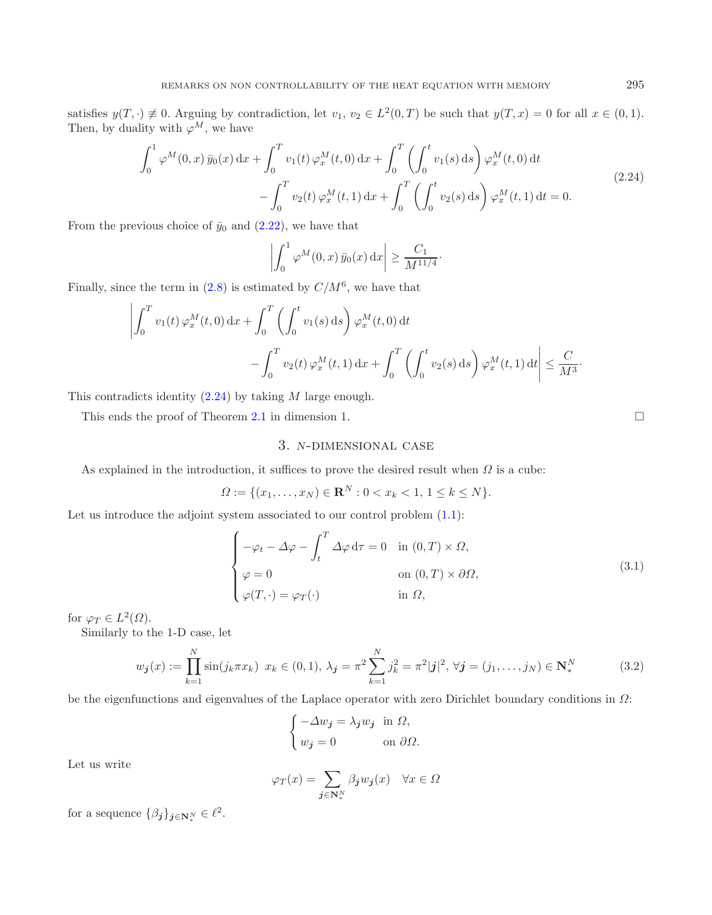satisfies $y(T,\cdot) \not\equiv 0$. Arguing by contradiction, let $v_1$, $v_2 \in L^2(0,T)$ be such that $y(T,x) = 0$ for all $x \in (0,1)$. Then, by duality with $\varphi^M$, we have

$$
\begin{aligned}
\int_0^1 \varphi^M(0,x)\, \bar{y}_0(x)\, \mathrm{d}x + \int_0^T v_1(t)\, \varphi_x^M(t,0)\, \mathrm{d}x + \int_0^T \left( \int_0^t v_1(s)\, \mathrm{d}s \right) \varphi_x^M(t,0)\, \mathrm{d}t \\
- \int_0^T v_2(t)\, \varphi_x^M(t,1)\, \mathrm{d}x + \int_0^T \left( \int_0^t v_2(s)\, \mathrm{d}s \right) \varphi_x^M(t,1)\, \mathrm{d}t = 0.
\end{aligned}
\tag{2.24}
$$

From the previous choice of $\bar{y}_0$ and (2.22), we have that

$$
\left| \int_0^1 \varphi^M(0,x)\, \bar{y}_0(x)\, \mathrm{d}x \right| \geq \frac{C_1}{M^{11/4}}\cdot
$$

Finally, since the term in (2.8) is estimated by $C/M^6$, we have that

$$
\begin{aligned}
\Bigg| \int_0^T v_1(t)\, \varphi_x^M(t,0)\, \mathrm{d}x + \int_0^T \left( \int_0^t v_1(s)\, \mathrm{d}s \right) \varphi_x^M(t,0)\, \mathrm{d}t \\
- \int_0^T v_2(t)\, \varphi_x^M(t,1)\, \mathrm{d}x + \int_0^T \left( \int_0^t v_2(s)\, \mathrm{d}s \right) \varphi_x^M(t,1)\, \mathrm{d}t \Bigg| \leq \frac{C}{M^3}\cdot
\end{aligned}
$$

This contradicts identity (2.24) by taking $M$ large enough.

This ends the proof of Theorem 2.1 in dimension 1. □

## 3. $N$-dimensional case

As explained in the introduction, it suffices to prove the desired result when $\Omega$ is a cube:

$$
\Omega := \{(x_1, \ldots, x_N) \in \mathbf{R}^N : 0 < x_k < 1,\ 1 \leq k \leq N\}.
$$

Let us introduce the adjoint system associated to our control problem (1.1):

$$
\begin{cases}
-\varphi_t - \Delta\varphi - \displaystyle\int_t^T \Delta\varphi\, \mathrm{d}\tau = 0 & \text{in } (0,T) \times \Omega, \\
\varphi = 0 & \text{on } (0,T) \times \partial\Omega, \\
\varphi(T,\cdot) = \varphi_T(\cdot) & \text{in } \Omega,
\end{cases}
\tag{3.1}
$$

for $\varphi_T \in L^2(\Omega)$.

Similarly to the 1-D case, let

$$
w_{\boldsymbol{j}}(x) := \prod_{k=1}^N \sin(j_k \pi x_k)\ \ x_k \in (0,1),\ \lambda_{\boldsymbol{j}} = \pi^2 \sum_{k=1}^N j_k^2 = \pi^2 |\boldsymbol{j}|^2,\ \forall \boldsymbol{j} = (j_1, \ldots, j_N) \in \mathbf{N}_*^N
\tag{3.2}
$$

be the eigenfunctions and eigenvalues of the Laplace operator with zero Dirichlet boundary conditions in $\Omega$:

$$
\begin{cases}
-\Delta w_{\boldsymbol{j}} = \lambda_{\boldsymbol{j}} w_{\boldsymbol{j}} & \text{in } \Omega, \\
w_{\boldsymbol{j}} = 0 & \text{on } \partial\Omega.
\end{cases}
$$

Let us write

$$
\varphi_T(x) = \sum_{\boldsymbol{j} \in \mathbf{N}_*^N} \beta_{\boldsymbol{j}} w_{\boldsymbol{j}}(x) \quad \forall x \in \Omega
$$

for a sequence $\{\beta_{\boldsymbol{j}}\}_{\boldsymbol{j} \in \mathbf{N}_*^N} \in \ell^2$.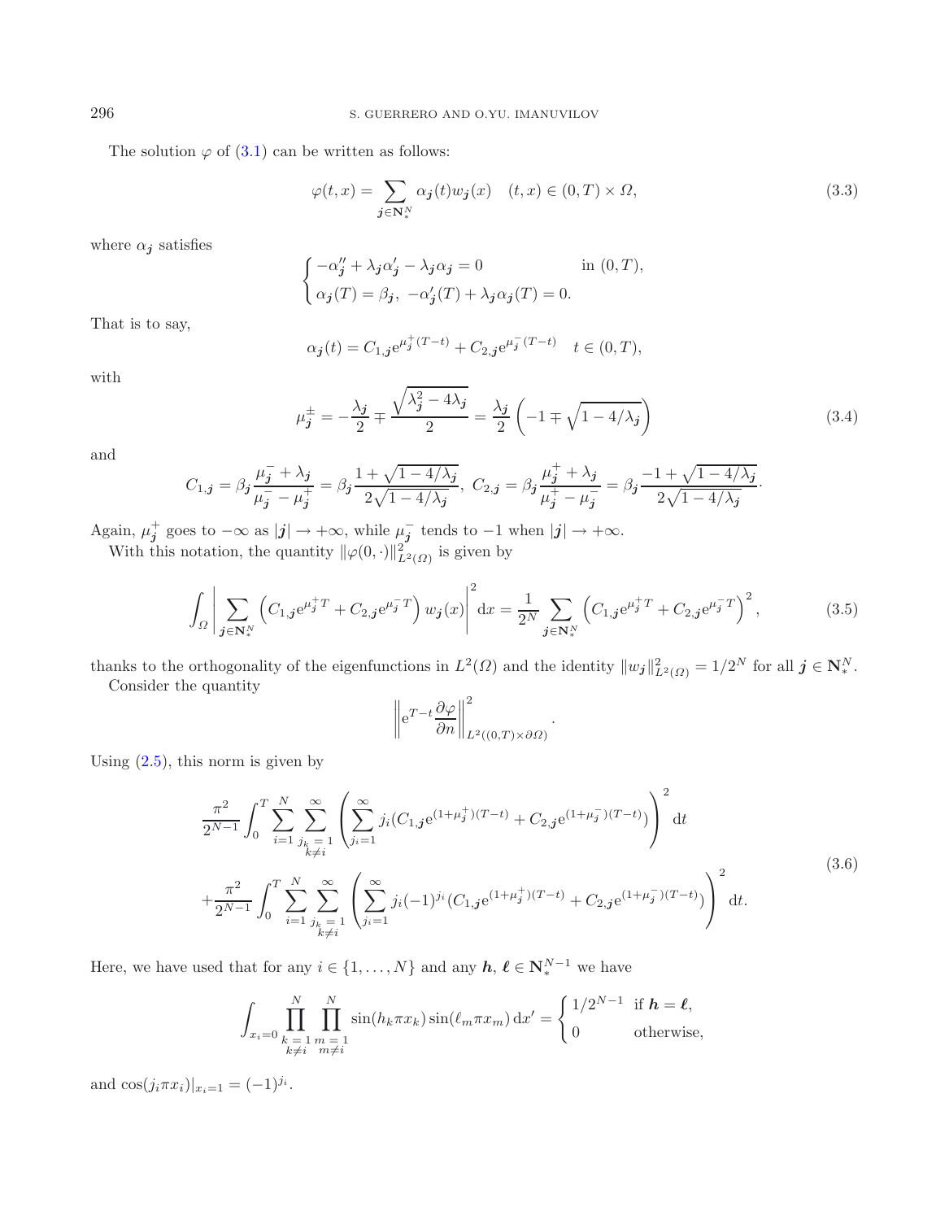The solution $\varphi$ of (3.1) can be written as follows:

$$\varphi(t,x) = \sum_{\boldsymbol{j}\in\mathbf{N}_*^N} \alpha_{\boldsymbol{j}}(t) w_{\boldsymbol{j}}(x) \quad (t,x)\in(0,T)\times\Omega, \tag{3.3}$$

where $\alpha_{\boldsymbol{j}}$ satisfies

$$\begin{cases} -\alpha_{\boldsymbol{j}}'' + \lambda_{\boldsymbol{j}}\alpha_{\boldsymbol{j}}' - \lambda_{\boldsymbol{j}}\alpha_{\boldsymbol{j}} = 0 & \text{in } (0,T),\\ \alpha_{\boldsymbol{j}}(T) = \beta_{\boldsymbol{j}},\ -\alpha_{\boldsymbol{j}}'(T) + \lambda_{\boldsymbol{j}}\alpha_{\boldsymbol{j}}(T) = 0. \end{cases}$$

That is to say,

$$\alpha_{\boldsymbol{j}}(t) = C_{1,\boldsymbol{j}} \mathrm{e}^{\mu_{\boldsymbol{j}}^+(T-t)} + C_{2,\boldsymbol{j}} \mathrm{e}^{\mu_{\boldsymbol{j}}^-(T-t)} \quad t\in(0,T),$$

with

$$\mu_{\boldsymbol{j}}^{\pm} = -\frac{\lambda_{\boldsymbol{j}}}{2} \mp \frac{\sqrt{\lambda_{\boldsymbol{j}}^2 - 4\lambda_{\boldsymbol{j}}}}{2} = \frac{\lambda_{\boldsymbol{j}}}{2}\left(-1 \mp \sqrt{1-4/\lambda_{\boldsymbol{j}}}\right) \tag{3.4}$$

and

$$C_{1,\boldsymbol{j}} = \beta_{\boldsymbol{j}} \frac{\mu_{\boldsymbol{j}}^- + \lambda_{\boldsymbol{j}}}{\mu_{\boldsymbol{j}}^- - \mu_{\boldsymbol{j}}^+} = \beta_{\boldsymbol{j}} \frac{1+\sqrt{1-4/\lambda_{\boldsymbol{j}}}}{2\sqrt{1-4/\lambda_{\boldsymbol{j}}}},\ C_{2,\boldsymbol{j}} = \beta_{\boldsymbol{j}} \frac{\mu_{\boldsymbol{j}}^+ + \lambda_{\boldsymbol{j}}}{\mu_{\boldsymbol{j}}^+ - \mu_{\boldsymbol{j}}^-} = \beta_{\boldsymbol{j}} \frac{-1+\sqrt{1-4/\lambda_{\boldsymbol{j}}}}{2\sqrt{1-4/\lambda_{\boldsymbol{j}}}}\cdot$$

Again, $\mu_{\boldsymbol{j}}^+$ goes to $-\infty$ as $|\boldsymbol{j}|\to+\infty$, while $\mu_{\boldsymbol{j}}^-$ tends to $-1$ when $|\boldsymbol{j}|\to+\infty$.

With this notation, the quantity $\|\varphi(0,\cdot)\|_{L^2(\Omega)}^2$ is given by

$$\int_\Omega \left| \sum_{\boldsymbol{j}\in\mathbf{N}_*^N} \left( C_{1,\boldsymbol{j}} \mathrm{e}^{\mu_{\boldsymbol{j}}^+ T} + C_{2,\boldsymbol{j}} \mathrm{e}^{\mu_{\boldsymbol{j}}^- T} \right) w_{\boldsymbol{j}}(x) \right|^2 \mathrm{d}x = \frac{1}{2^N} \sum_{\boldsymbol{j}\in\mathbf{N}_*^N} \left( C_{1,\boldsymbol{j}} \mathrm{e}^{\mu_{\boldsymbol{j}}^+ T} + C_{2,\boldsymbol{j}} \mathrm{e}^{\mu_{\boldsymbol{j}}^- T} \right)^2, \tag{3.5}$$

thanks to the orthogonality of the eigenfunctions in $L^2(\Omega)$ and the identity $\|w_{\boldsymbol{j}}\|_{L^2(\Omega)}^2 = 1/2^N$ for all $\boldsymbol{j}\in\mathbf{N}_*^N$.

Consider the quantity

$$\left\| \mathrm{e}^{T-t} \frac{\partial\varphi}{\partial n} \right\|_{L^2((0,T)\times\partial\Omega)}^2.$$

Using (2.5), this norm is given by

$$\begin{aligned} &\frac{\pi^2}{2^{N-1}} \int_0^T \sum_{i=1}^N \sum_{\substack{j_k=1\\k\neq i}}^\infty \left( \sum_{j_i=1}^\infty j_i (C_{1,\boldsymbol{j}} \mathrm{e}^{(1+\mu_{\boldsymbol{j}}^+)(T-t)} + C_{2,\boldsymbol{j}} \mathrm{e}^{(1+\mu_{\boldsymbol{j}}^-)(T-t)}) \right)^2 \mathrm{d}t \\ &+ \frac{\pi^2}{2^{N-1}} \int_0^T \sum_{i=1}^N \sum_{\substack{j_k=1\\k\neq i}}^\infty \left( \sum_{j_i=1}^\infty j_i (-1)^{j_i} (C_{1,\boldsymbol{j}} \mathrm{e}^{(1+\mu_{\boldsymbol{j}}^+)(T-t)} + C_{2,\boldsymbol{j}} \mathrm{e}^{(1+\mu_{\boldsymbol{j}}^-)(T-t)}) \right)^2 \mathrm{d}t. \end{aligned} \tag{3.6}$$

Here, we have used that for any $i\in\{1,\dots,N\}$ and any $\boldsymbol{h},\,\boldsymbol{\ell}\in\mathbf{N}_*^{N-1}$ we have

$$\int_{x_i=0} \prod_{\substack{k=1\\k\neq i}}^N \prod_{\substack{m=1\\m\neq i}}^N \sin(h_k\pi x_k)\sin(\ell_m\pi x_m)\,\mathrm{d}x' = \begin{cases} 1/2^{N-1} & \text{if } \boldsymbol{h}=\boldsymbol{\ell},\\ 0 & \text{otherwise,} \end{cases}$$

and $\cos(j_i\pi x_i)|_{x_i=1} = (-1)^{j_i}$.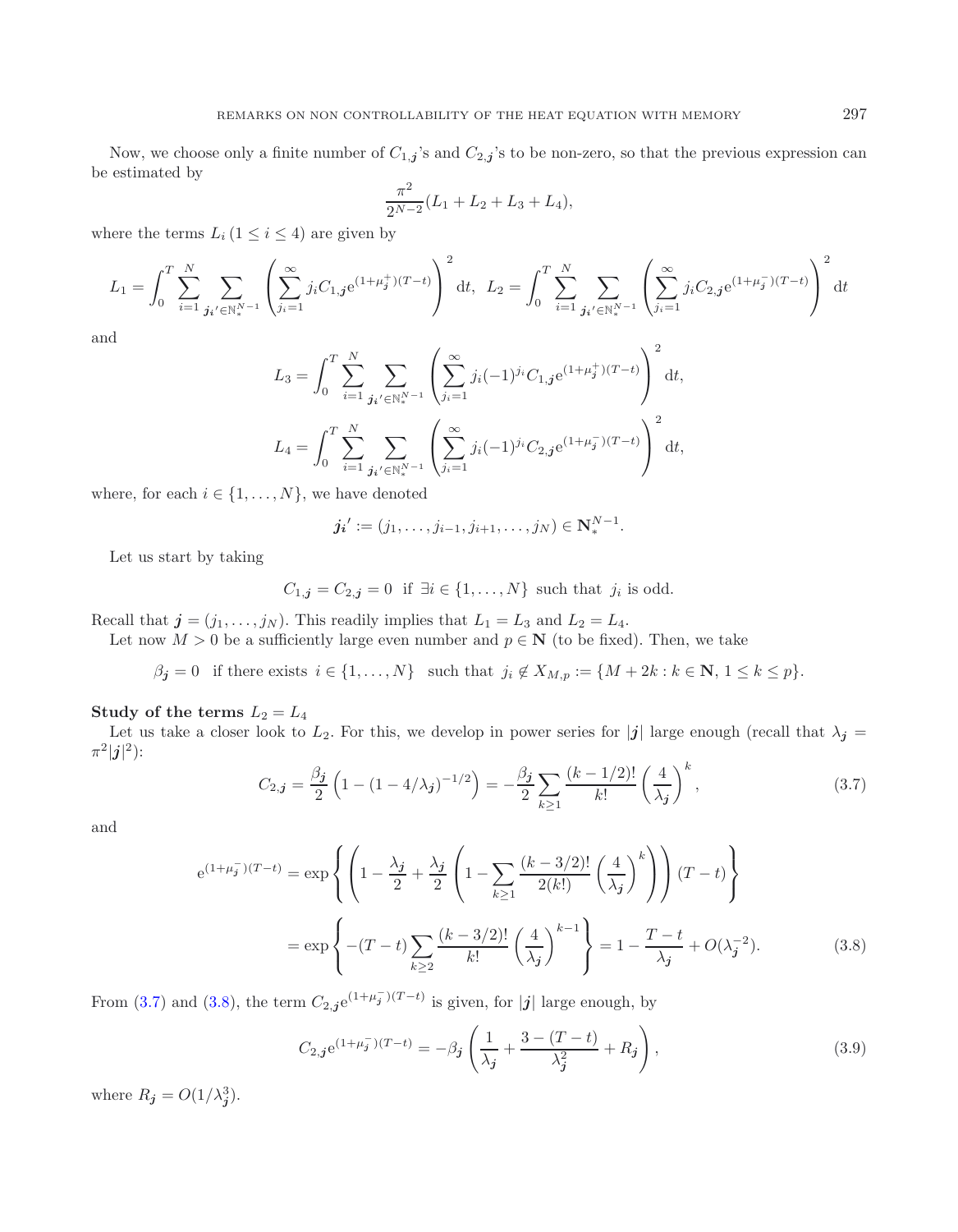Now, we choose only a finite number of $C_{1,\boldsymbol{j}}$'s and $C_{2,\boldsymbol{j}}$'s to be non-zero, so that the previous expression can be estimated by

$$\frac{\pi^2}{2^{N-2}}(L_1 + L_2 + L_3 + L_4),$$

where the terms $L_i\,(1 \le i \le 4)$ are given by

$$L_1 = \int_0^T \sum_{i=1}^N \sum_{\boldsymbol{j_i}' \in \mathbb{N}_*^{N-1}} \left( \sum_{j_i=1}^\infty j_i C_{1,\boldsymbol{j}} \mathrm{e}^{(1+\mu_{\boldsymbol{j}}^+)(T-t)} \right)^2 \mathrm{d}t, \quad L_2 = \int_0^T \sum_{i=1}^N \sum_{\boldsymbol{j_i}' \in \mathbb{N}_*^{N-1}} \left( \sum_{j_i=1}^\infty j_i C_{2,\boldsymbol{j}} \mathrm{e}^{(1+\mu_{\boldsymbol{j}}^-)(T-t)} \right)^2 \mathrm{d}t$$

and

$$L_3 = \int_0^T \sum_{i=1}^N \sum_{\boldsymbol{j_i}' \in \mathbb{N}_*^{N-1}} \left( \sum_{j_i=1}^\infty j_i (-1)^{j_i} C_{1,\boldsymbol{j}} \mathrm{e}^{(1+\mu_{\boldsymbol{j}}^+)(T-t)} \right)^2 \mathrm{d}t,$$

$$L_4 = \int_0^T \sum_{i=1}^N \sum_{\boldsymbol{j_i}' \in \mathbb{N}_*^{N-1}} \left( \sum_{j_i=1}^\infty j_i (-1)^{j_i} C_{2,\boldsymbol{j}} \mathrm{e}^{(1+\mu_{\boldsymbol{j}}^-)(T-t)} \right)^2 \mathrm{d}t,$$

where, for each $i \in \{1, \dots, N\}$, we have denoted

$$\boldsymbol{j_i}' := (j_1, \dots, j_{i-1}, j_{i+1}, \dots, j_N) \in \mathbf{N}_*^{N-1}.$$

Let us start by taking

$$C_{1,\boldsymbol{j}} = C_{2,\boldsymbol{j}} = 0 \ \text{ if } \ \exists i \in \{1, \dots, N\} \text{ such that } j_i \text{ is odd.}$$

Recall that $\boldsymbol{j} = (j_1, \dots, j_N)$. This readily implies that $L_1 = L_3$ and $L_2 = L_4$.

Let now $M > 0$ be a sufficiently large even number and $p \in \mathbf{N}$ (to be fixed). Then, we take

$$\beta_{\boldsymbol{j}} = 0 \quad \text{if there exists } \ i \in \{1, \dots, N\} \quad \text{such that } \ j_i \notin X_{M,p} := \{M + 2k : k \in \mathbf{N},\, 1 \le k \le p\}.$$

**Study of the terms $L_2 = L_4$**

Let us take a closer look to $L_2$. For this, we develop in power series for $|\boldsymbol{j}|$ large enough (recall that $\lambda_{\boldsymbol{j}} = \pi^2 |\boldsymbol{j}|^2$):

$$C_{2,\boldsymbol{j}} = \frac{\beta_{\boldsymbol{j}}}{2}\left(1 - (1 - 4/\lambda_{\boldsymbol{j}})^{-1/2}\right) = -\frac{\beta_{\boldsymbol{j}}}{2} \sum_{k \ge 1} \frac{(k-1/2)!}{k!} \left(\frac{4}{\lambda_{\boldsymbol{j}}}\right)^k, \tag{3.7}$$

and

$$\begin{aligned}
\mathrm{e}^{(1+\mu_{\boldsymbol{j}}^-)(T-t)} &= \exp\left\{ \left( 1 - \frac{\lambda_{\boldsymbol{j}}}{2} + \frac{\lambda_{\boldsymbol{j}}}{2} \left( 1 - \sum_{k \ge 1} \frac{(k-3/2)!}{2(k!)} \left(\frac{4}{\lambda_{\boldsymbol{j}}}\right)^k \right) \right)(T-t) \right\} \\
&= \exp\left\{ -(T-t) \sum_{k \ge 2} \frac{(k-3/2)!}{k!} \left(\frac{4}{\lambda_{\boldsymbol{j}}}\right)^{k-1} \right\} = 1 - \frac{T-t}{\lambda_{\boldsymbol{j}}} + O(\lambda_{\boldsymbol{j}}^{-2}).
\end{aligned} \tag{3.8}$$

From (3.7) and (3.8), the term $C_{2,\boldsymbol{j}} \mathrm{e}^{(1+\mu_{\boldsymbol{j}}^-)(T-t)}$ is given, for $|\boldsymbol{j}|$ large enough, by

$$C_{2,\boldsymbol{j}} \mathrm{e}^{(1+\mu_{\boldsymbol{j}}^-)(T-t)} = -\beta_{\boldsymbol{j}} \left( \frac{1}{\lambda_{\boldsymbol{j}}} + \frac{3 - (T-t)}{\lambda_{\boldsymbol{j}}^2} + R_{\boldsymbol{j}} \right), \tag{3.9}$$

where $R_{\boldsymbol{j}} = O(1/\lambda_{\boldsymbol{j}}^3)$.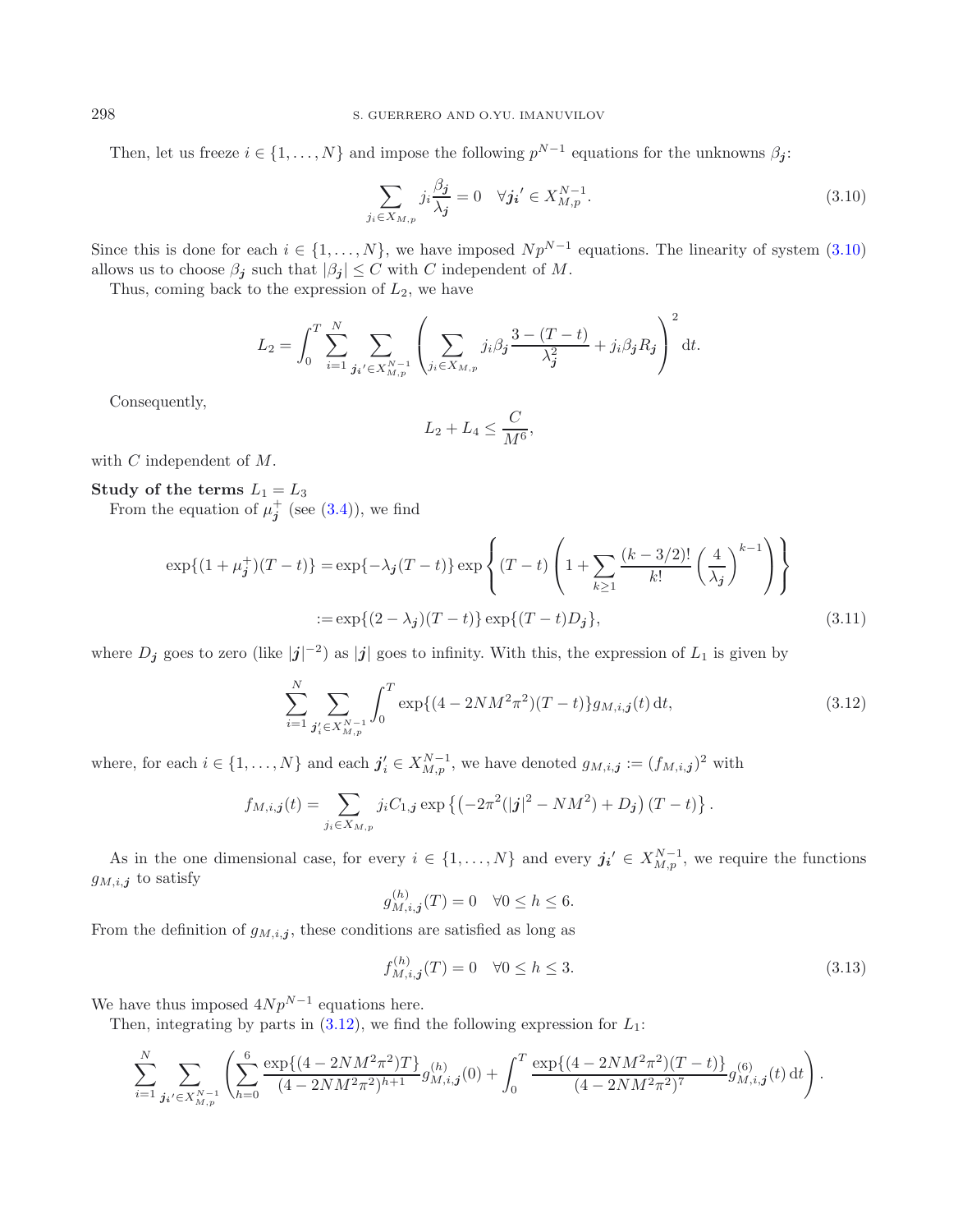Then, let us freeze $i \in \{1, \dots, N\}$ and impose the following $p^{N-1}$ equations for the unknowns $\beta_{\boldsymbol{j}}$:

$$\sum_{j_i \in X_{M,p}} j_i \frac{\beta_{\boldsymbol{j}}}{\lambda_{\boldsymbol{j}}} = 0 \quad \forall \boldsymbol{j_i}' \in X_{M,p}^{N-1}. \tag{3.10}$$

Since this is done for each $i \in \{1, \dots, N\}$, we have imposed $Np^{N-1}$ equations. The linearity of system (3.10) allows us to choose $\beta_{\boldsymbol{j}}$ such that $|\beta_{\boldsymbol{j}}| \leq C$ with $C$ independent of $M$.

Thus, coming back to the expression of $L_2$, we have

$$L_2 = \int_0^T \sum_{i=1}^N \sum_{\boldsymbol{j_i}' \in X_{M,p}^{N-1}} \left( \sum_{j_i \in X_{M,p}} j_i \beta_{\boldsymbol{j}} \frac{3 - (T-t)}{\lambda_{\boldsymbol{j}}^2} + j_i \beta_{\boldsymbol{j}} R_{\boldsymbol{j}} \right)^2 \mathrm{d}t.$$

Consequently,

$$L_2 + L_4 \leq \frac{C}{M^6},$$

with $C$ independent of $M$.

**Study of the terms $L_1 = L_3$**

From the equation of $\mu_{\boldsymbol{j}}^+$ (see (3.4)), we find

$$\begin{aligned}
\exp\{(1+\mu_{\boldsymbol{j}}^+)(T-t)\} &= \exp\{-\lambda_{\boldsymbol{j}}(T-t)\} \exp\left\{ (T-t) \left( 1 + \sum_{k\geq 1} \frac{(k-3/2)!}{k!} \left( \frac{4}{\lambda_{\boldsymbol{j}}} \right)^{k-1} \right) \right\} \\
&:= \exp\{(2-\lambda_{\boldsymbol{j}})(T-t)\} \exp\{(T-t) D_{\boldsymbol{j}}\},
\end{aligned} \tag{3.11}$$

where $D_{\boldsymbol{j}}$ goes to zero (like $|\boldsymbol{j}|^{-2}$) as $|\boldsymbol{j}|$ goes to infinity. With this, the expression of $L_1$ is given by

$$\sum_{i=1}^N \sum_{\boldsymbol{j}_i' \in X_{M,p}^{N-1}} \int_0^T \exp\{(4 - 2NM^2\pi^2)(T-t)\} g_{M,i,\boldsymbol{j}}(t) \, \mathrm{d}t, \tag{3.12}$$

where, for each $i \in \{1, \dots, N\}$ and each $\boldsymbol{j}_i' \in X_{M,p}^{N-1}$, we have denoted $g_{M,i,\boldsymbol{j}} := (f_{M,i,\boldsymbol{j}})^2$ with

$$f_{M,i,\boldsymbol{j}}(t) = \sum_{j_i \in X_{M,p}} j_i C_{1,\boldsymbol{j}} \exp\left\{ \left( -2\pi^2(|\boldsymbol{j}|^2 - NM^2) + D_{\boldsymbol{j}} \right)(T-t) \right\}.$$

As in the one dimensional case, for every $i \in \{1, \dots, N\}$ and every $\boldsymbol{j_i}' \in X_{M,p}^{N-1}$, we require the functions $g_{M,i,\boldsymbol{j}}$ to satisfy

$$g_{M,i,\boldsymbol{j}}^{(h)}(T) = 0 \quad \forall 0 \leq h \leq 6.$$

From the definition of $g_{M,i,\boldsymbol{j}}$, these conditions are satisfied as long as

$$f_{M,i,\boldsymbol{j}}^{(h)}(T) = 0 \quad \forall 0 \leq h \leq 3. \tag{3.13}$$

We have thus imposed $4Np^{N-1}$ equations here.

Then, integrating by parts in (3.12), we find the following expression for $L_1$:

$$\sum_{i=1}^N \sum_{\boldsymbol{j_i}' \in X_{M,p}^{N-1}} \left( \sum_{h=0}^6 \frac{\exp\{(4-2NM^2\pi^2)T\}}{(4-2NM^2\pi^2)^{h+1}} g_{M,i,\boldsymbol{j}}^{(h)}(0) + \int_0^T \frac{\exp\{(4-2NM^2\pi^2)(T-t)\}}{(4-2NM^2\pi^2)^7} g_{M,i,\boldsymbol{j}}^{(6)}(t) \, \mathrm{d}t \right).$$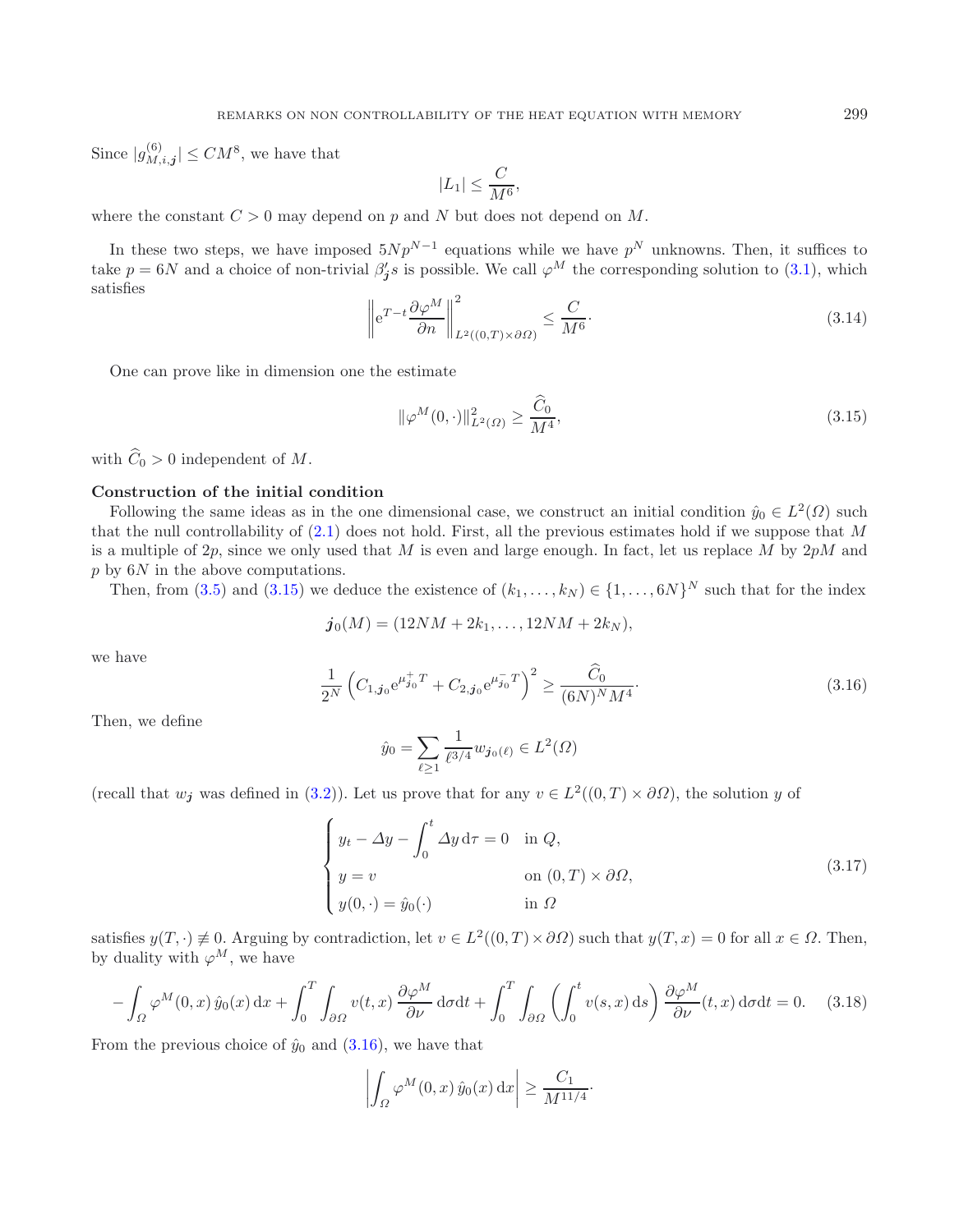Since $|g^{(6)}_{M,i,\boldsymbol{j}}| \leq CM^8$, we have that

$$|L_1| \leq \frac{C}{M^6},$$

where the constant $C > 0$ may depend on $p$ and $N$ but does not depend on $M$.

In these two steps, we have imposed $5Np^{N-1}$ equations while we have $p^N$ unknowns. Then, it suffices to take $p = 6N$ and a choice of non-trivial $\beta_{\boldsymbol{j}}'s$ is possible. We call $\varphi^M$ the corresponding solution to (3.1), which satisfies

$$\left\| \mathrm{e}^{T-t} \frac{\partial \varphi^M}{\partial n} \right\|^2_{L^2((0,T)\times\partial\Omega)} \leq \frac{C}{M^6}. \tag{3.14}$$

One can prove like in dimension one the estimate

$$\|\varphi^M(0,\cdot)\|^2_{L^2(\Omega)} \geq \frac{\widehat{C}_0}{M^4}, \tag{3.15}$$

with $\widehat{C}_0 > 0$ independent of $M$.

**Construction of the initial condition**

Following the same ideas as in the one dimensional case, we construct an initial condition $\hat{y}_0 \in L^2(\Omega)$ such that the null controllability of (2.1) does not hold. First, all the previous estimates hold if we suppose that $M$ is a multiple of $2p$, since we only used that $M$ is even and large enough. In fact, let us replace $M$ by $2pM$ and $p$ by $6N$ in the above computations.

Then, from (3.5) and (3.15) we deduce the existence of $(k_1, \ldots, k_N) \in \{1, \ldots, 6N\}^N$ such that for the index

$$\boldsymbol{j}_0(M) = (12NM + 2k_1, \ldots, 12NM + 2k_N),$$

we have

$$\frac{1}{2^N} \left( C_{1,\boldsymbol{j}_0} \mathrm{e}^{\mu^+_{\boldsymbol{j}_0} T} + C_{2,\boldsymbol{j}_0} \mathrm{e}^{\mu^-_{\boldsymbol{j}_0} T} \right)^2 \geq \frac{\widehat{C}_0}{(6N)^N M^4}. \tag{3.16}$$

Then, we define

$$\hat{y}_0 = \sum_{\ell \geq 1} \frac{1}{\ell^{3/4}} w_{\boldsymbol{j}_0(\ell)} \in L^2(\Omega)$$

(recall that $w_{\boldsymbol{j}}$ was defined in (3.2)). Let us prove that for any $v \in L^2((0,T)\times\partial\Omega)$, the solution $y$ of

$$\begin{cases} y_t - \Delta y - \displaystyle\int_0^t \Delta y \, \mathrm{d}\tau = 0 & \text{in } Q, \\ y = v & \text{on } (0,T)\times\partial\Omega, \\ y(0,\cdot) = \hat{y}_0(\cdot) & \text{in } \Omega \end{cases} \tag{3.17}$$

satisfies $y(T,\cdot) \not\equiv 0$. Arguing by contradiction, let $v \in L^2((0,T)\times\partial\Omega)$ such that $y(T,x) = 0$ for all $x \in \Omega$. Then, by duality with $\varphi^M$, we have

$$-\int_\Omega \varphi^M(0,x)\,\hat{y}_0(x)\,\mathrm{d}x + \int_0^T \int_{\partial\Omega} v(t,x)\,\frac{\partial \varphi^M}{\partial \nu}\,\mathrm{d}\sigma\mathrm{d}t + \int_0^T \int_{\partial\Omega} \left( \int_0^t v(s,x)\,\mathrm{d}s \right) \frac{\partial \varphi^M}{\partial \nu}(t,x)\,\mathrm{d}\sigma\mathrm{d}t = 0. \tag{3.18}$$

From the previous choice of $\hat{y}_0$ and (3.16), we have that

$$\left| \int_\Omega \varphi^M(0,x)\,\hat{y}_0(x)\,\mathrm{d}x \right| \geq \frac{C_1}{M^{11/4}}.$$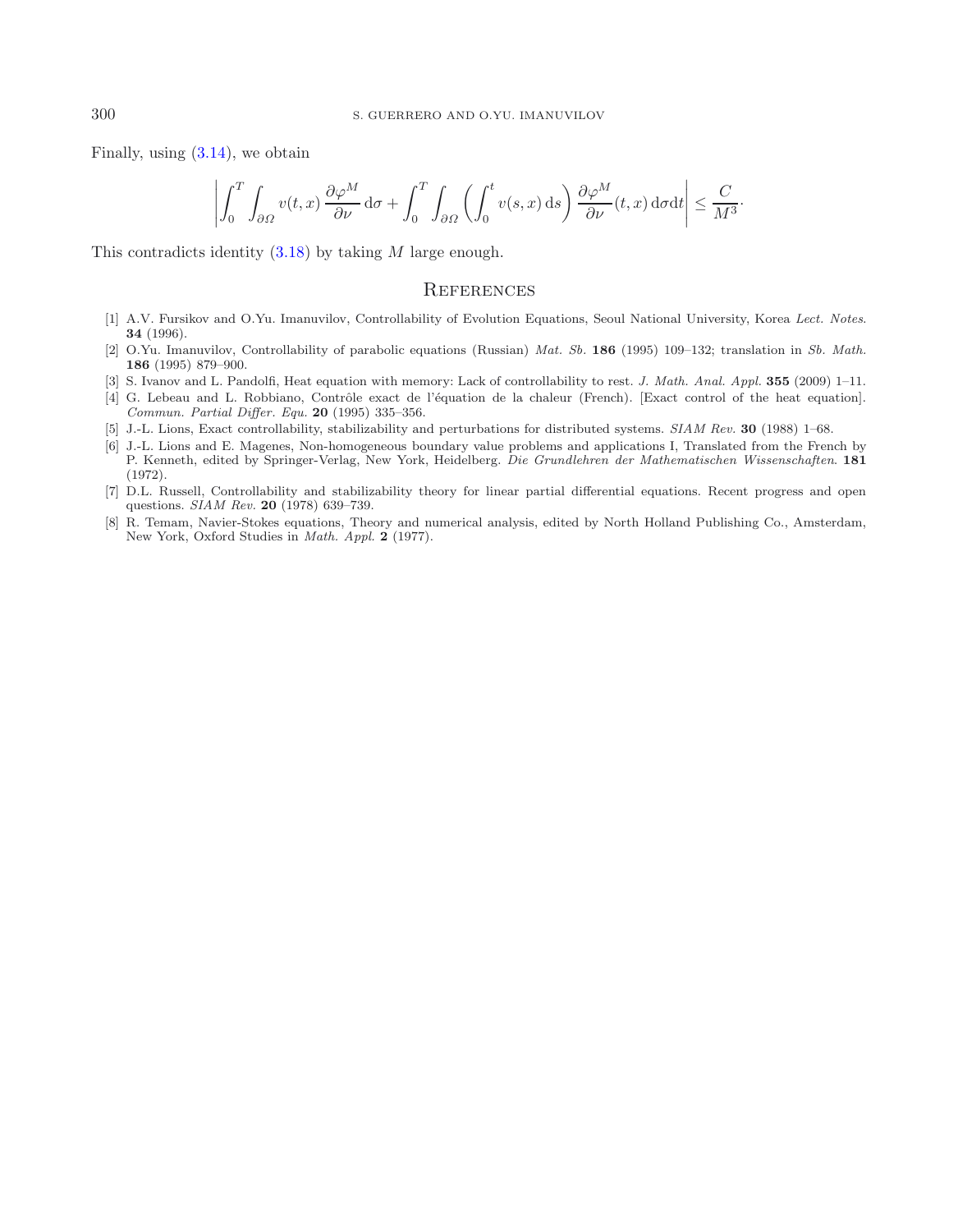Finally, using (3.14), we obtain

$$\left| \int_0^T \int_{\partial\Omega} v(t,x)\, \frac{\partial \varphi^M}{\partial \nu}\, \mathrm{d}\sigma + \int_0^T \int_{\partial\Omega} \left( \int_0^t v(s,x)\, \mathrm{d}s \right) \frac{\partial \varphi^M}{\partial \nu}(t,x)\, \mathrm{d}\sigma \mathrm{d}t \right| \leq \frac{C}{M^3}\cdot$$

This contradicts identity (3.18) by taking $M$ large enough.

## References

[1] A.V. Fursikov and O.Yu. Imanuvilov, Controllability of Evolution Equations, Seoul National University, Korea *Lect. Notes.* **34** (1996).

[2] O.Yu. Imanuvilov, Controllability of parabolic equations (Russian) *Mat. Sb.* **186** (1995) 109–132; translation in *Sb. Math.* **186** (1995) 879–900.

[3] S. Ivanov and L. Pandolfi, Heat equation with memory: Lack of controllability to rest. *J. Math. Anal. Appl.* **355** (2009) 1–11.

[4] G. Lebeau and L. Robbiano, Contrôle exact de l'équation de la chaleur (French). [Exact control of the heat equation]. *Commun. Partial Differ. Equ.* **20** (1995) 335–356.

[5] J.-L. Lions, Exact controllability, stabilizability and perturbations for distributed systems. *SIAM Rev.* **30** (1988) 1–68.

[6] J.-L. Lions and E. Magenes, Non-homogeneous boundary value problems and applications I, Translated from the French by P. Kenneth, edited by Springer-Verlag, New York, Heidelberg. *Die Grundlehren der Mathematischen Wissenschaften*. **181** (1972).

[7] D.L. Russell, Controllability and stabilizability theory for linear partial differential equations. Recent progress and open questions. *SIAM Rev.* **20** (1978) 639–739.

[8] R. Temam, Navier-Stokes equations, Theory and numerical analysis, edited by North Holland Publishing Co., Amsterdam, New York, Oxford Studies in *Math. Appl.* **2** (1977).